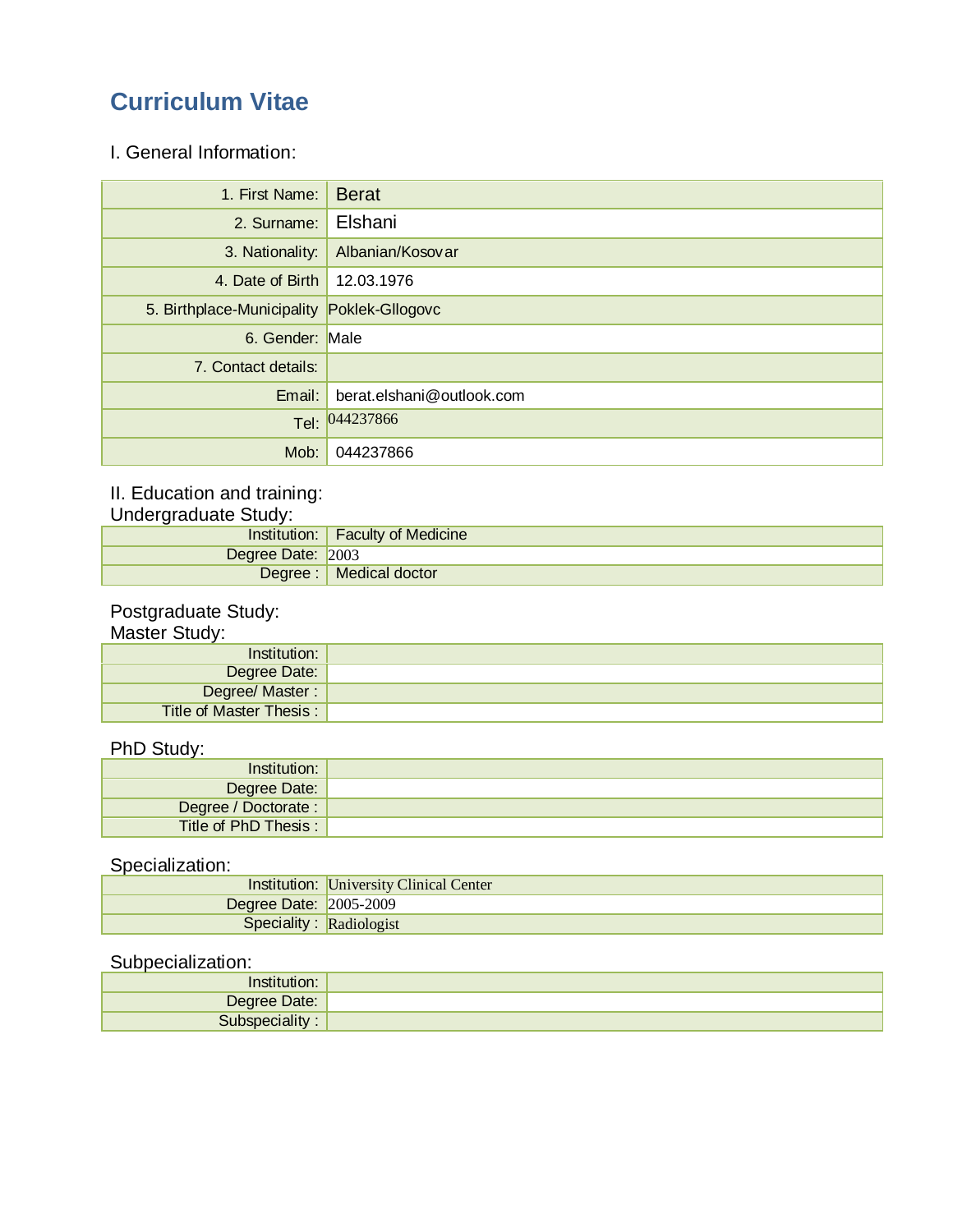# Curriculum Vitae

## I. General Information:

| | |
|---|---|
| 1. First Name: | Berat |
| 2. Surname: | Elshani |
| 3. Nationality: | Albanian/Kosovar |
| 4. Date of Birth | 12.03.1976 |
| 5. Birthplace-Municipality | Poklek-Gllogovc |
| 6. Gender: | Male |
| 7. Contact details: | |
| Email: | berat.elshani@outlook.com |
| Tel: | 044237866 |
| Mob: | 044237866 |

## II. Education and training:

### Undergraduate Study:

| | |
|---|---|
| Institution: | Faculty of Medicine |
| Degree Date: | 2003 |
| Degree : | Medical doctor |

### Postgraduate Study:

#### Master Study:

| | |
|---|---|
| Institution: | |
| Degree Date: | |
| Degree/ Master : | |
| Title of Master Thesis : | |

#### PhD Study:

| | |
|---|---|
| Institution: | |
| Degree Date: | |
| Degree / Doctorate : | |
| Title of PhD Thesis : | |

### Specialization:

| | |
|---|---|
| Institution: | University Clinical Center |
| Degree Date: | 2005-2009 |
| Speciality : | Radiologist |

### Subpecialization:

| | |
|---|---|
| Institution: | |
| Degree Date: | |
| Subspeciality : | |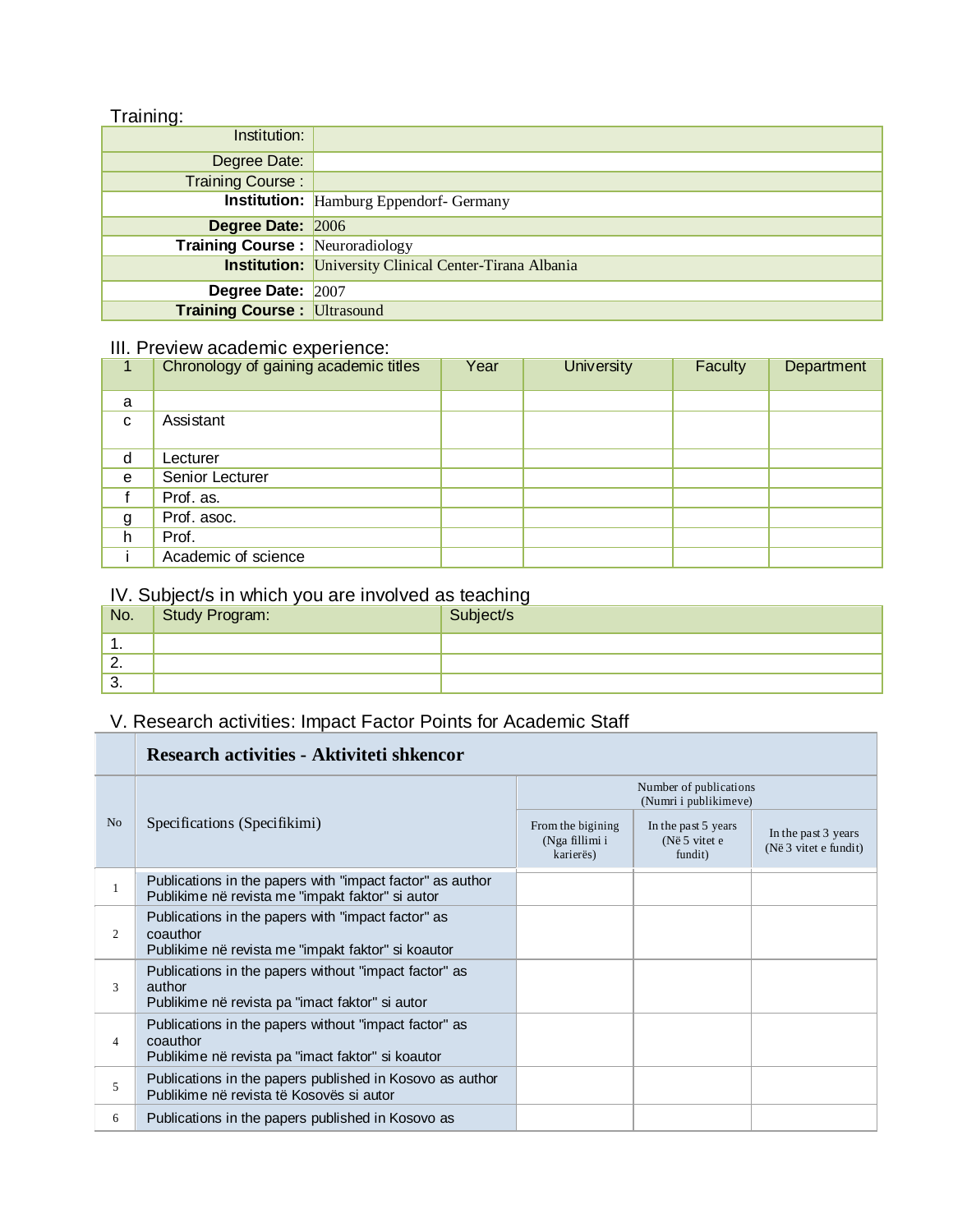Training:

| | |
|---|---|
| Institution: | |
| Degree Date: | |
| Training Course : | |
| **Institution:** | Hamburg Eppendorf- Germany |
| **Degree Date:** | 2006 |
| **Training Course :** | Neuroradiology |
| **Institution:** | University Clinical Center-Tirana Albania |
| **Degree Date:** | 2007 |
| **Training Course :** | Ultrasound |

III. Preview academic experience:

| 1 | Chronology of gaining academic titles | Year | University | Faculty | Department |
|---|---|---|---|---|---|
| a | | | | | |
| c | Assistant | | | | |
| d | Lecturer | | | | |
| e | Senior Lecturer | | | | |
| f | Prof. as. | | | | |
| g | Prof. asoc. | | | | |
| h | Prof. | | | | |
| i | Academic of science | | | | |

IV. Subject/s in which you are involved as teaching

| No. | Study Program: | Subject/s |
|---|---|---|
| 1. | | |
| 2. | | |
| 3. | | |

V. Research activities: Impact Factor Points for Academic Staff

| | **Research activities - Aktiviteti shkencor** | | | |
|---|---|---|---|---|
| No | Specifications (Specifikimi) | Number of publications (Numri i publikimeve) | | |
| | | From the bigining (Nga fillimi i karierës) | In the past 5 years (Në 5 vitet e fundit) | In the past 3 years (Në 3 vitet e fundit) |
| 1 | Publications in the papers with "impact factor" as author<br>Publikime në revista me "impakt faktor" si autor | | | |
| 2 | Publications in the papers with "impact factor" as coauthor<br>Publikime në revista me "impakt faktor" si koautor | | | |
| 3 | Publications in the papers without "impact factor" as author<br>Publikime në revista pa "imact faktor" si autor | | | |
| 4 | Publications in the papers without "impact factor" as coauthor<br>Publikime në revista pa "imact faktor" si koautor | | | |
| 5 | Publications in the papers published in Kosovo as author<br>Publikime në revista të Kosovës si autor | | | |
| 6 | Publications in the papers published in Kosovo as | | | |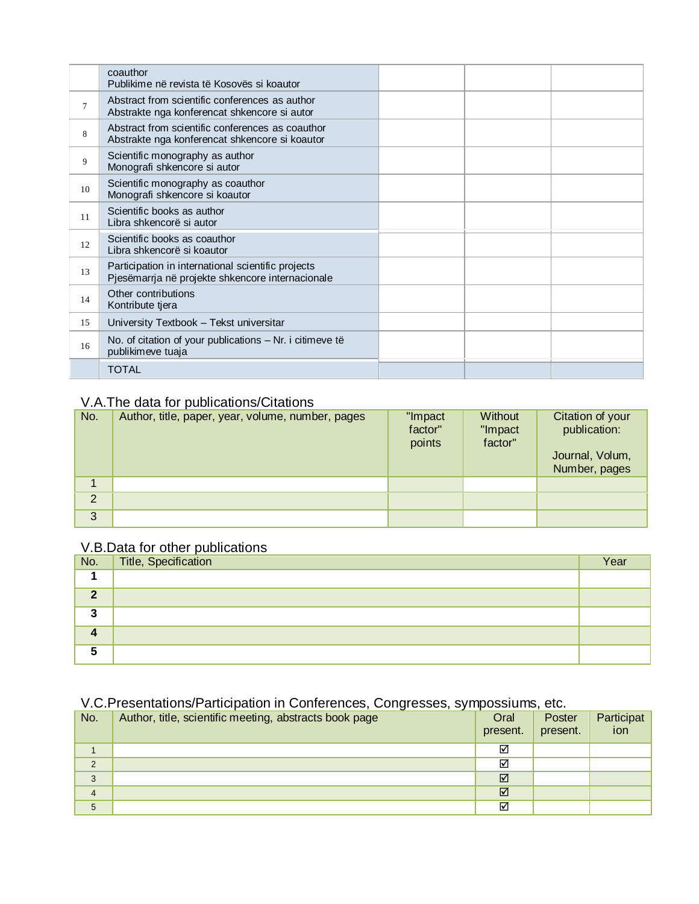|  | coauthor<br>Publikime në revista të Kosovës si koautor |  |  |  |
|---|---|---|---|---|
| 7 | Abstract from scientific conferences as author<br>Abstrakte nga konferencat shkencore si autor |  |  |  |
| 8 | Abstract from scientific conferences as coauthor<br>Abstrakte nga konferencat shkencore si koautor |  |  |  |
| 9 | Scientific monography as author<br>Monografi shkencore si autor |  |  |  |
| 10 | Scientific monography as coauthor<br>Monografi shkencore si koautor |  |  |  |
| 11 | Scientific books as author<br>Libra shkencorë si autor |  |  |  |
| 12 | Scientific books as coauthor<br>Libra shkencorë si koautor |  |  |  |
| 13 | Participation in international scientific projects<br>Pjesëmarrja në projekte shkencore internacionale |  |  |  |
| 14 | Other contributions<br>Kontribute tjera |  |  |  |
| 15 | University Textbook – Tekst universitar |  |  |  |
| 16 | No. of citation of your publications – Nr. i citimeve të publikimeve tuaja |  |  |  |
|  | TOTAL |  |  |  |

## V.A.The data for publications/Citations

| No. | Author, title, paper, year, volume, number, pages | "Impact factor" points | Without "Impact factor" | Citation of your publication:<br><br>Journal, Volum, Number, pages |
|---|---|---|---|---|
| 1 |  |  |  |  |
| 2 |  |  |  |  |
| 3 |  |  |  |  |

## V.B.Data for other publications

| No. | Title, Specification | Year |
|---|---|---|
| **1** |  |  |
| **2** |  |  |
| **3** |  |  |
| **4** |  |  |
| **5** |  |  |

## V.C.Presentations/Participation in Conferences, Congresses, sympossiums, etc.

| No. | Author, title, scientific meeting, abstracts book page | Oral present. | Poster present. | Participation |
|---|---|---|---|---|
| 1 |  | ☑ |  |  |
| 2 |  | ☑ |  |  |
| 3 |  | ☑ |  |  |
| 4 |  | ☑ |  |  |
| 5 |  | ☑ |  |  |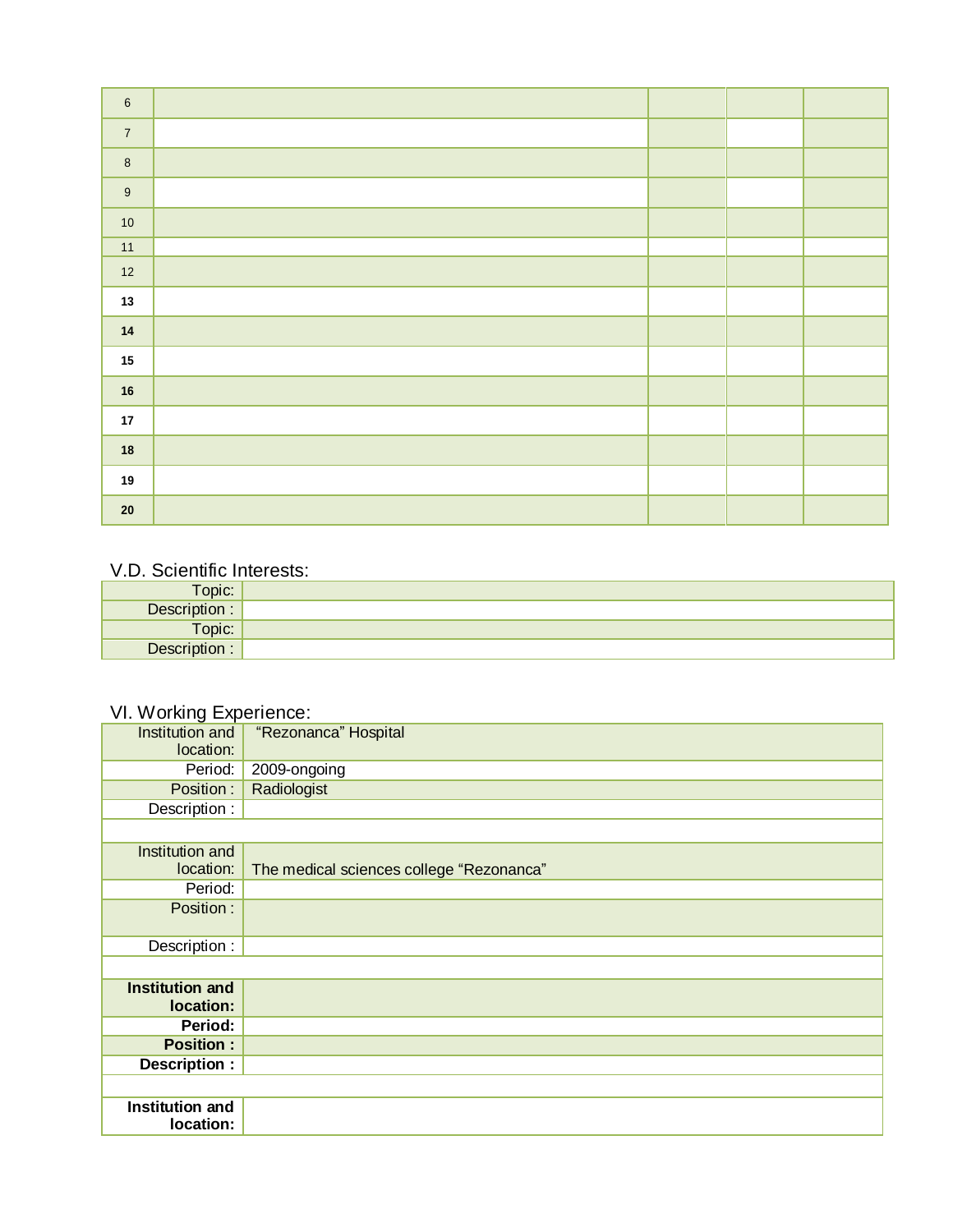| | | | | |
|---|---|---|---|---|
| 6 | | | | |
| 7 | | | | |
| 8 | | | | |
| 9 | | | | |
| 10 | | | | |
| 11 | | | | |
| 12 | | | | |
| **13** | | | | |
| **14** | | | | |
| **15** | | | | |
| **16** | | | | |
| **17** | | | | |
| **18** | | | | |
| **19** | | | | |
| **20** | | | | |

## V.D. Scientific Interests:

| | |
|---|---|
| Topic: | |
| Description : | |
| Topic: | |
| Description : | |

## VI. Working Experience:

| | |
|---|---|
| Institution and location: | "Rezonanca" Hospital |
| Period: | 2009-ongoing |
| Position : | Radiologist |
| Description : | |
| | |
| Institution and location: | The medical sciences college "Rezonanca" |
| Period: | |
| Position : | |
| Description : | |
| | |
| **Institution and location:** | |
| **Period:** | |
| **Position :** | |
| **Description :** | |
| | |
| **Institution and location:** | |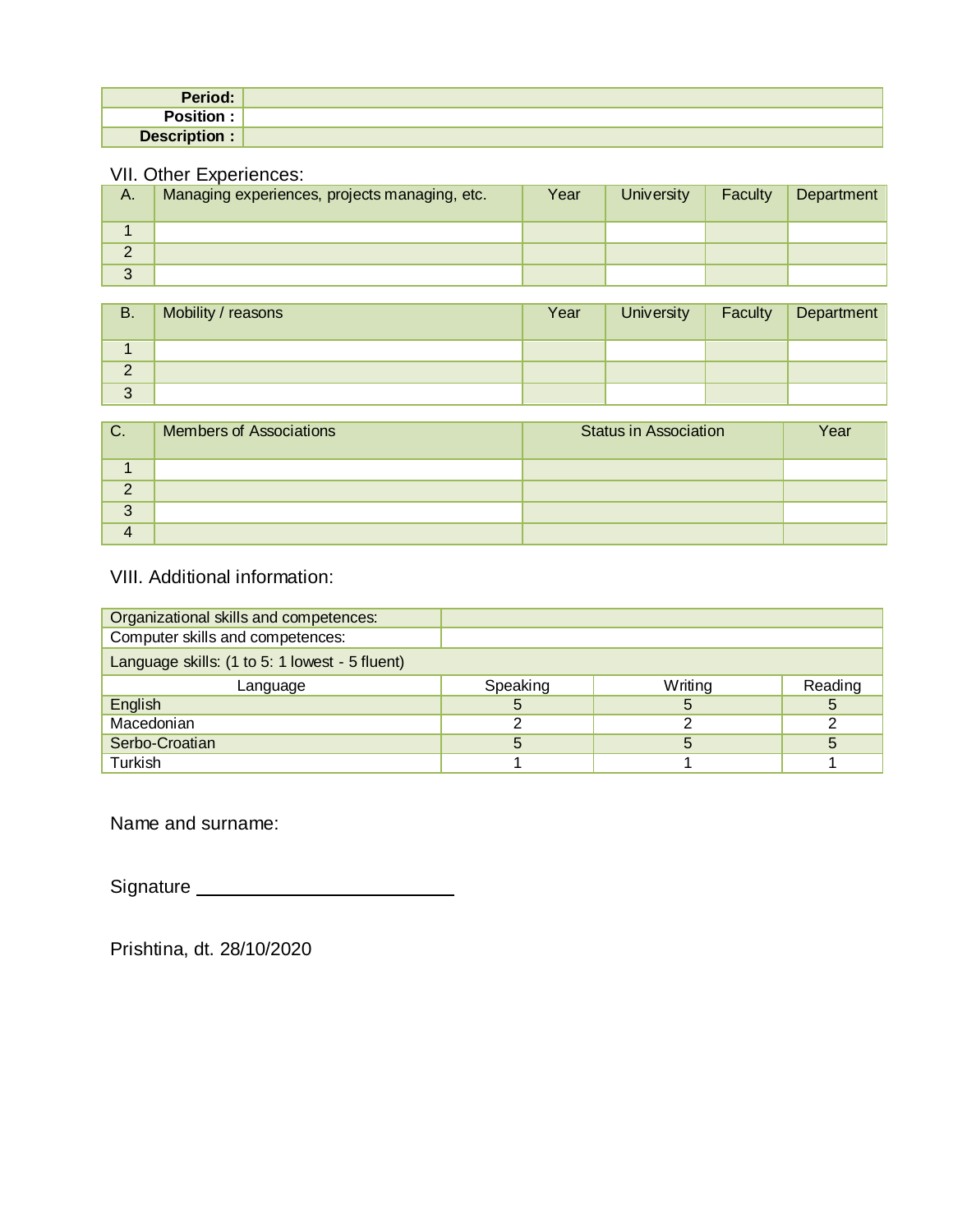| | |
|---|---|
| **Period:** | |
| **Position :** | |
| **Description :** | |

## VII. Other Experiences:

| A. | Managing experiences, projects managing, etc. | Year | University | Faculty | Department |
|---|---|---|---|---|---|
| 1 | | | | | |
| 2 | | | | | |
| 3 | | | | | |

| B. | Mobility / reasons | Year | University | Faculty | Department |
|---|---|---|---|---|---|
| 1 | | | | | |
| 2 | | | | | |
| 3 | | | | | |

| C. | Members of Associations | Status in Association | Year |
|---|---|---|---|
| 1 | | | |
| 2 | | | |
| 3 | | | |
| 4 | | | |

## VIII. Additional information:

| | | | |
|---|---|---|---|
| Organizational skills and competences: | | | |
| Computer skills and competences: | | | |
| Language skills: (1 to 5: 1 lowest - 5 fluent) | | | |
| Language | Speaking | Writing | Reading |
| English | 5 | 5 | 5 |
| Macedonian | 2 | 2 | 2 |
| Serbo-Croatian | 5 | 5 | 5 |
| Turkish | 1 | 1 | 1 |

Name and surname:

Signature ___________________________

Prishtina, dt. 28/10/2020